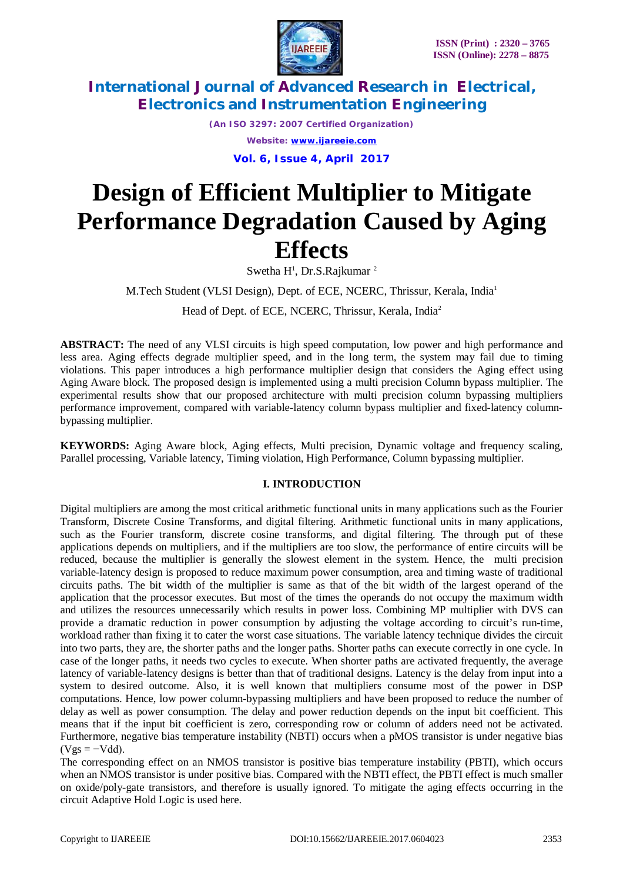# Design of Efficient Multiplier to Mitigate Performance Degradation Caused by Aging Effects

Swetha H[1], Dr.S.Rajkumar [2]

M.Tech Student (VLSI Design), Dept. of ECE, NCERC, Thrissur, Kerala, India[1]

Head of Dept. of ECE, NCERC, Thrissur, Kerala, India[2]

**ABSTRACT:** The need of any VLSI circuits is high speed computation, low power and high performance and less area. Aging effects degrade multiplier speed, and in the long term, the system may fail due to timing violations. This paper introduces a high performance multiplier design that considers the Aging effect using Aging Aware block. The proposed design is implemented using a multi precision Column bypass multiplier. The experimental results show that our proposed architecture with multi precision column bypassing multipliers performance improvement, compared with variable-latency column bypass multiplier and fixed-latency column-bypassing multiplier.

**KEYWORDS:** Aging Aware block, Aging effects, Multi precision, Dynamic voltage and frequency scaling, Parallel processing, Variable latency, Timing violation, High Performance, Column bypassing multiplier.

## I. INTRODUCTION

Digital multipliers are among the most critical arithmetic functional units in many applications such as the Fourier Transform, Discrete Cosine Transforms, and digital filtering. Arithmetic functional units in many applications, such as the Fourier transform, discrete cosine transforms, and digital filtering. The through put of these applications depends on multipliers, and if the multipliers are too slow, the performance of entire circuits will be reduced, because the multiplier is generally the slowest element in the system. Hence, the multi precision variable-latency design is proposed to reduce maximum power consumption, area and timing waste of traditional circuits paths. The bit width of the multiplier is same as that of the bit width of the largest operand of the application that the processor executes. But most of the times the operands do not occupy the maximum width and utilizes the resources unnecessarily which results in power loss. Combining MP multiplier with DVS can provide a dramatic reduction in power consumption by adjusting the voltage according to circuit's run-time, workload rather than fixing it to cater the worst case situations. The variable latency technique divides the circuit into two parts, they are, the shorter paths and the longer paths. Shorter paths can execute correctly in one cycle. In case of the longer paths, it needs two cycles to execute. When shorter paths are activated frequently, the average latency of variable-latency designs is better than that of traditional designs. Latency is the delay from input into a system to desired outcome. Also, it is well known that multipliers consume most of the power in DSP computations. Hence, low power column-bypassing multipliers and have been proposed to reduce the number of delay as well as power consumption. The delay and power reduction depends on the input bit coefficient. This means that if the input bit coefficient is zero, corresponding row or column of adders need not be activated. Furthermore, negative bias temperature instability (NBTI) occurs when a pMOS transistor is under negative bias ($V_{gs} = -V_{dd}$).

The corresponding effect on an NMOS transistor is positive bias temperature instability (PBTI), which occurs when an NMOS transistor is under positive bias. Compared with the NBTI effect, the PBTI effect is much smaller on oxide/poly-gate transistors, and therefore is usually ignored. To mitigate the aging effects occurring in the circuit Adaptive Hold Logic is used here.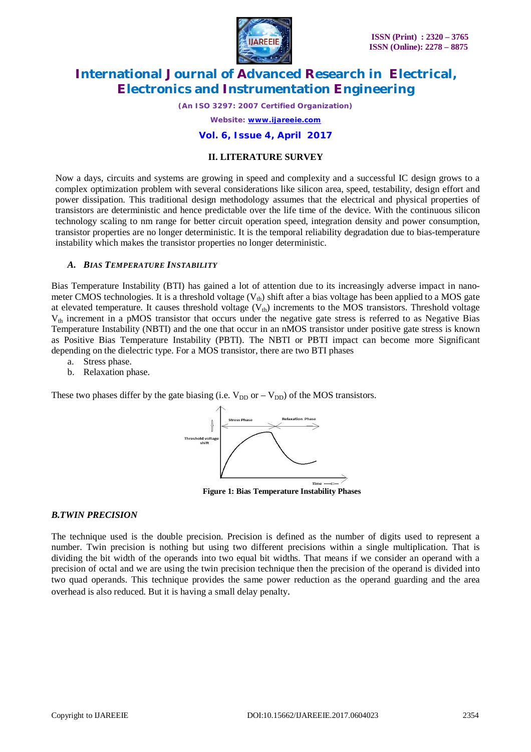## II. LITERATURE SURVEY

Now a days, circuits and systems are growing in speed and complexity and a successful IC design grows to a complex optimization problem with several considerations like silicon area, speed, testability, design effort and power dissipation. This traditional design methodology assumes that the electrical and physical properties of transistors are deterministic and hence predictable over the life time of the device. With the continuous silicon technology scaling to nm range for better circuit operation speed, integration density and power consumption, transistor properties are no longer deterministic. It is the temporal reliability degradation due to bias-temperature instability which makes the transistor properties no longer deterministic.

### *A. BIAS TEMPERATURE INSTABILITY*

Bias Temperature Instability (BTI) has gained a lot of attention due to its increasingly adverse impact in nano-meter CMOS technologies. It is a threshold voltage ($V_{th}$) shift after a bias voltage has been applied to a MOS gate at elevated temperature. It causes threshold voltage ($V_{th}$) increments to the MOS transistors. Threshold voltage $V_{th}$ increment in a pMOS transistor that occurs under the negative gate stress is referred to as Negative Bias Temperature Instability (NBTI) and the one that occur in an nMOS transistor under positive gate stress is known as Positive Bias Temperature Instability (PBTI). The NBTI or PBTI impact can become more Significant depending on the dielectric type. For a MOS transistor, there are two BTI phases

a. Stress phase.
b. Relaxation phase.

These two phases differ by the gate biasing (i.e. $V_{DD}$ or $-V_{DD}$) of the MOS transistors.

**Figure 1: Bias Temperature Instability Phases**

### *B.TWIN PRECISION*

The technique used is the double precision. Precision is defined as the number of digits used to represent a number. Twin precision is nothing but using two different precisions within a single multiplication. That is dividing the bit width of the operands into two equal bit widths. That means if we consider an operand with a precision of octal and we are using the twin precision technique then the precision of the operand is divided into two quad operands. This technique provides the same power reduction as the operand guarding and the area overhead is also reduced. But it is having a small delay penalty.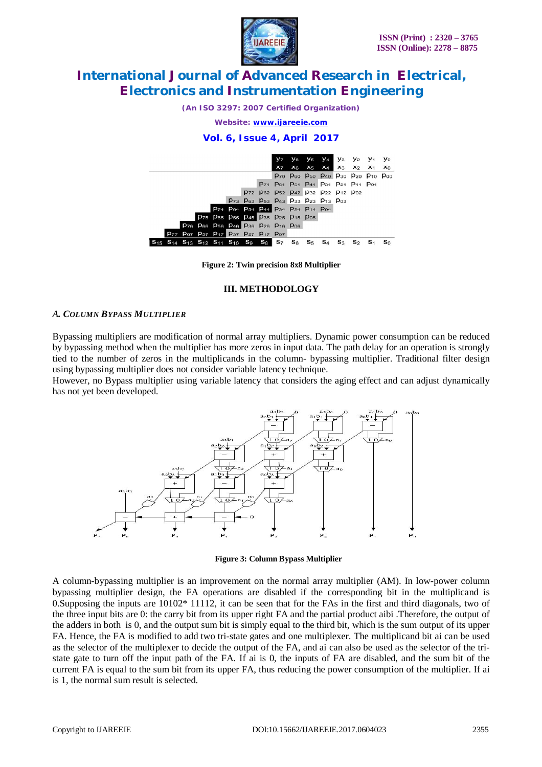Figure 2: Twin precision 8x8 Multiplier

## III. METHODOLOGY

### *A. COLUMN BYPASS MULTIPLIER*

Bypassing multipliers are modification of normal array multipliers. Dynamic power consumption can be reduced by bypassing method when the multiplier has more zeros in input data. The path delay for an operation is strongly tied to the number of zeros in the multiplicands in the column- bypassing multiplier. Traditional filter design using bypassing multiplier does not consider variable latency technique.
However, no Bypass multiplier using variable latency that considers the aging effect and can adjust dynamically has not yet been developed.

Figure 3: Column Bypass Multiplier

A column-bypassing multiplier is an improvement on the normal array multiplier (AM). In low-power column bypassing multiplier design, the FA operations are disabled if the corresponding bit in the multiplicand is 0.Supposing the inputs are 10102* 11112, it can be seen that for the FAs in the first and third diagonals, two of the three input bits are 0: the carry bit from its upper right FA and the partial product aibi .Therefore, the output of the adders in both is 0, and the output sum bit is simply equal to the third bit, which is the sum output of its upper FA. Hence, the FA is modified to add two tri-state gates and one multiplexer. The multiplicand bit ai can be used as the selector of the multiplexer to decide the output of the FA, and ai can also be used as the selector of the tri-state gate to turn off the input path of the FA. If ai is 0, the inputs of FA are disabled, and the sum bit of the current FA is equal to the sum bit from its upper FA, thus reducing the power consumption of the multiplier. If ai is 1, the normal sum result is selected.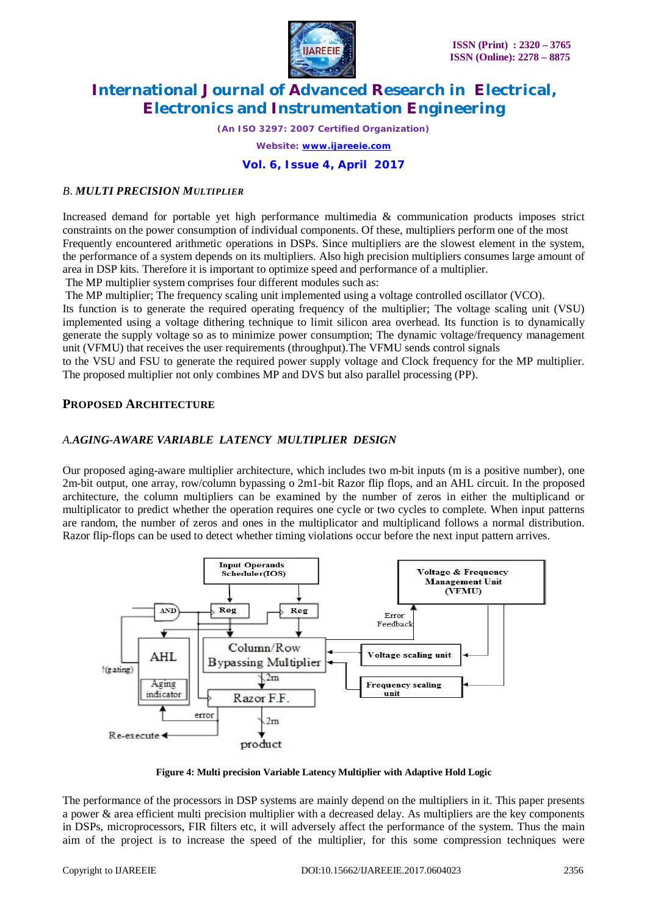### *B. MULTI PRECISION MULTIPLIER*

Increased demand for portable yet high performance multimedia & communication products imposes strict constraints on the power consumption of individual components. Of these, multipliers perform one of the most Frequently encountered arithmetic operations in DSPs. Since multipliers are the slowest element in the system, the performance of a system depends on its multipliers. Also high precision multipliers consumes large amount of area in DSP kits. Therefore it is important to optimize speed and performance of a multiplier.

The MP multiplier system comprises four different modules such as:

The MP multiplier; The frequency scaling unit implemented using a voltage controlled oscillator (VCO). Its function is to generate the required operating frequency of the multiplier; The voltage scaling unit (VSU) implemented using a voltage dithering technique to limit silicon area overhead. Its function is to dynamically generate the supply voltage so as to minimize power consumption; The dynamic voltage/frequency management unit (VFMU) that receives the user requirements (throughput).The VFMU sends control signals to the VSU and FSU to generate the required power supply voltage and Clock frequency for the MP multiplier. The proposed multiplier not only combines MP and DVS but also parallel processing (PP).

## PROPOSED ARCHITECTURE

### *A. AGING-AWARE VARIABLE LATENCY MULTIPLIER DESIGN*

Our proposed aging-aware multiplier architecture, which includes two m-bit inputs (m is a positive number), one 2m-bit output, one array, row/column bypassing o 2m1-bit Razor flip flops, and an AHL circuit. In the proposed architecture, the column multipliers can be examined by the number of zeros in either the multiplicand or multiplicator to predict whether the operation requires one cycle or two cycles to complete. When input patterns are random, the number of zeros and ones in the multiplicator and multiplicand follows a normal distribution. Razor flip-flops can be used to detect whether timing violations occur before the next input pattern arrives.

**Figure 4: Multi precision Variable Latency Multiplier with Adaptive Hold Logic**

The performance of the processors in DSP systems are mainly depend on the multipliers in it. This paper presents a power & area efficient multi precision multiplier with a decreased delay. As multipliers are the key components in DSPs, microprocessors, FIR filters etc, it will adversely affect the performance of the system. Thus the main aim of the project is to increase the speed of the multiplier, for this some compression techniques were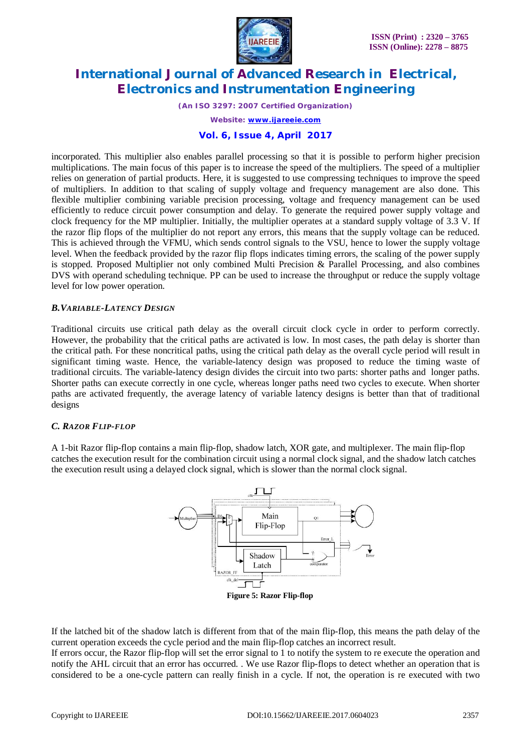incorporated. This multiplier also enables parallel processing so that it is possible to perform higher precision multiplications. The main focus of this paper is to increase the speed of the multipliers. The speed of a multiplier relies on generation of partial products. Here, it is suggested to use compressing techniques to improve the speed of multipliers. In addition to that scaling of supply voltage and frequency management are also done. This flexible multiplier combining variable precision processing, voltage and frequency management can be used efficiently to reduce circuit power consumption and delay. To generate the required power supply voltage and clock frequency for the MP multiplier. Initially, the multiplier operates at a standard supply voltage of 3.3 V. If the razor flip flops of the multiplier do not report any errors, this means that the supply voltage can be reduced. This is achieved through the VFMU, which sends control signals to the VSU, hence to lower the supply voltage level. When the feedback provided by the razor flip flops indicates timing errors, the scaling of the power supply is stopped. Proposed Multiplier not only combined Multi Precision & Parallel Processing, and also combines DVS with operand scheduling technique. PP can be used to increase the throughput or reduce the supply voltage level for low power operation.

### *B.VARIABLE-LATENCY DESIGN*

Traditional circuits use critical path delay as the overall circuit clock cycle in order to perform correctly. However, the probability that the critical paths are activated is low. In most cases, the path delay is shorter than the critical path. For these noncritical paths, using the critical path delay as the overall cycle period will result in significant timing waste. Hence, the variable-latency design was proposed to reduce the timing waste of traditional circuits. The variable-latency design divides the circuit into two parts: shorter paths and longer paths. Shorter paths can execute correctly in one cycle, whereas longer paths need two cycles to execute. When shorter paths are activated frequently, the average latency of variable latency designs is better than that of traditional designs

### *C. RAZOR FLIP-FLOP*

A 1-bit Razor flip-flop contains a main flip-flop, shadow latch, XOR gate, and multiplexer. The main flip-flop catches the execution result for the combination circuit using a normal clock signal, and the shadow latch catches the execution result using a delayed clock signal, which is slower than the normal clock signal.

**Figure 5: Razor Flip-flop**

If the latched bit of the shadow latch is different from that of the main flip-flop, this means the path delay of the current operation exceeds the cycle period and the main flip-flop catches an incorrect result.

If errors occur, the Razor flip-flop will set the error signal to 1 to notify the system to re execute the operation and notify the AHL circuit that an error has occurred. . We use Razor flip-flops to detect whether an operation that is considered to be a one-cycle pattern can really finish in a cycle. If not, the operation is re executed with two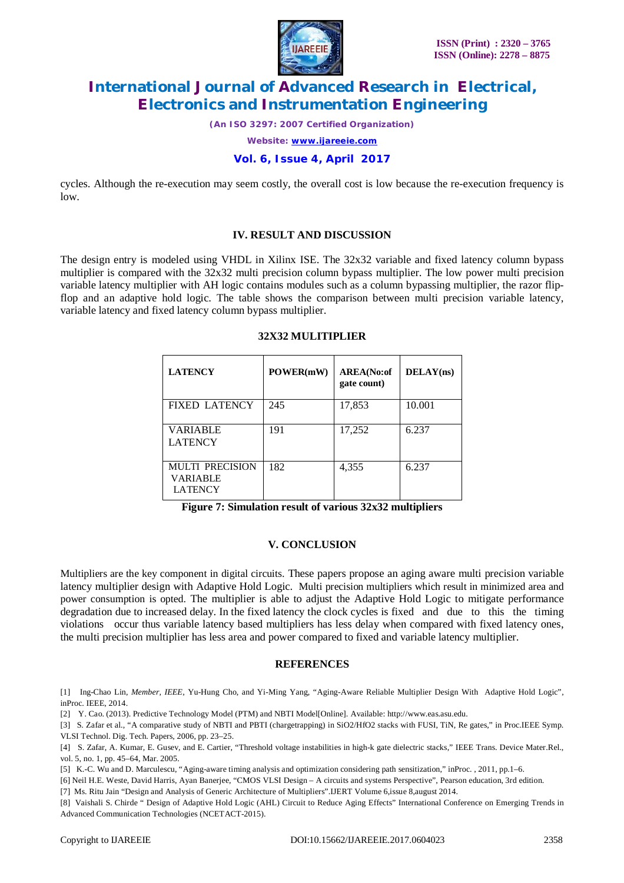cycles. Although the re-execution may seem costly, the overall cost is low because the re-execution frequency is low.

## IV. RESULT AND DISCUSSION

The design entry is modeled using VHDL in Xilinx ISE. The 32x32 variable and fixed latency column bypass multiplier is compared with the 32x32 multi precision column bypass multiplier. The low power multi precision variable latency multiplier with AH logic contains modules such as a column bypassing multiplier, the razor flip-flop and an adaptive hold logic. The table shows the comparison between multi precision variable latency, variable latency and fixed latency column bypass multiplier.

**32X32 MULITIPLIER**

| LATENCY | POWER(mW) | AREA(No:of gate count) | DELAY(ns) |
|---|---|---|---|
| FIXED LATENCY | 245 | 17,853 | 10.001 |
| VARIABLE LATENCY | 191 | 17,252 | 6.237 |
| MULTI PRECISION VARIABLE LATENCY | 182 | 4,355 | 6.237 |

**Figure 7: Simulation result of various 32x32 multipliers**

## V. CONCLUSION

Multipliers are the key component in digital circuits. These papers propose an aging aware multi precision variable latency multiplier design with Adaptive Hold Logic. Multi precision multipliers which result in minimized area and power consumption is opted. The multiplier is able to adjust the Adaptive Hold Logic to mitigate performance degradation due to increased delay. In the fixed latency the clock cycles is fixed and due to this the timing violations occur thus variable latency based multipliers has less delay when compared with fixed latency ones, the multi precision multiplier has less area and power compared to fixed and variable latency multiplier.

## REFERENCES

[1] Ing-Chao Lin, *Member, IEEE*, Yu-Hung Cho, and Yi-Ming Yang, "Aging-Aware Reliable Multiplier Design With Adaptive Hold Logic", inProc. IEEE, 2014.

[2] Y. Cao. (2013). Predictive Technology Model (PTM) and NBTI Model[Online]. Available: http://www.eas.asu.edu.

[3] S. Zafar et al., "A comparative study of NBTI and PBTI (chargetrapping) in SiO2/HfO2 stacks with FUSI, TiN, Re gates," in Proc.IEEE Symp. VLSI Technol. Dig. Tech. Papers, 2006, pp. 23–25.

[4] S. Zafar, A. Kumar, E. Gusev, and E. Cartier, "Threshold voltage instabilities in high-k gate dielectric stacks," IEEE Trans. Device Mater.Rel., vol. 5, no. 1, pp. 45–64, Mar. 2005.

[5] K.-C. Wu and D. Marculescu, "Aging-aware timing analysis and optimization considering path sensitization," inProc. , 2011, pp.1–6.

[6] Neil H.E. Weste, David Harris, Ayan Banerjee, "CMOS VLSI Design – A circuits and systems Perspective", Pearson education, 3rd edition.

[7] Ms. Ritu Jain "Design and Analysis of Generic Architecture of Multipliers".IJERT Volume 6,issue 8,august 2014.

[8] Vaishali S. Chirde " Design of Adaptive Hold Logic (AHL) Circuit to Reduce Aging Effects" International Conference on Emerging Trends in Advanced Communication Technologies (NCETACT-2015).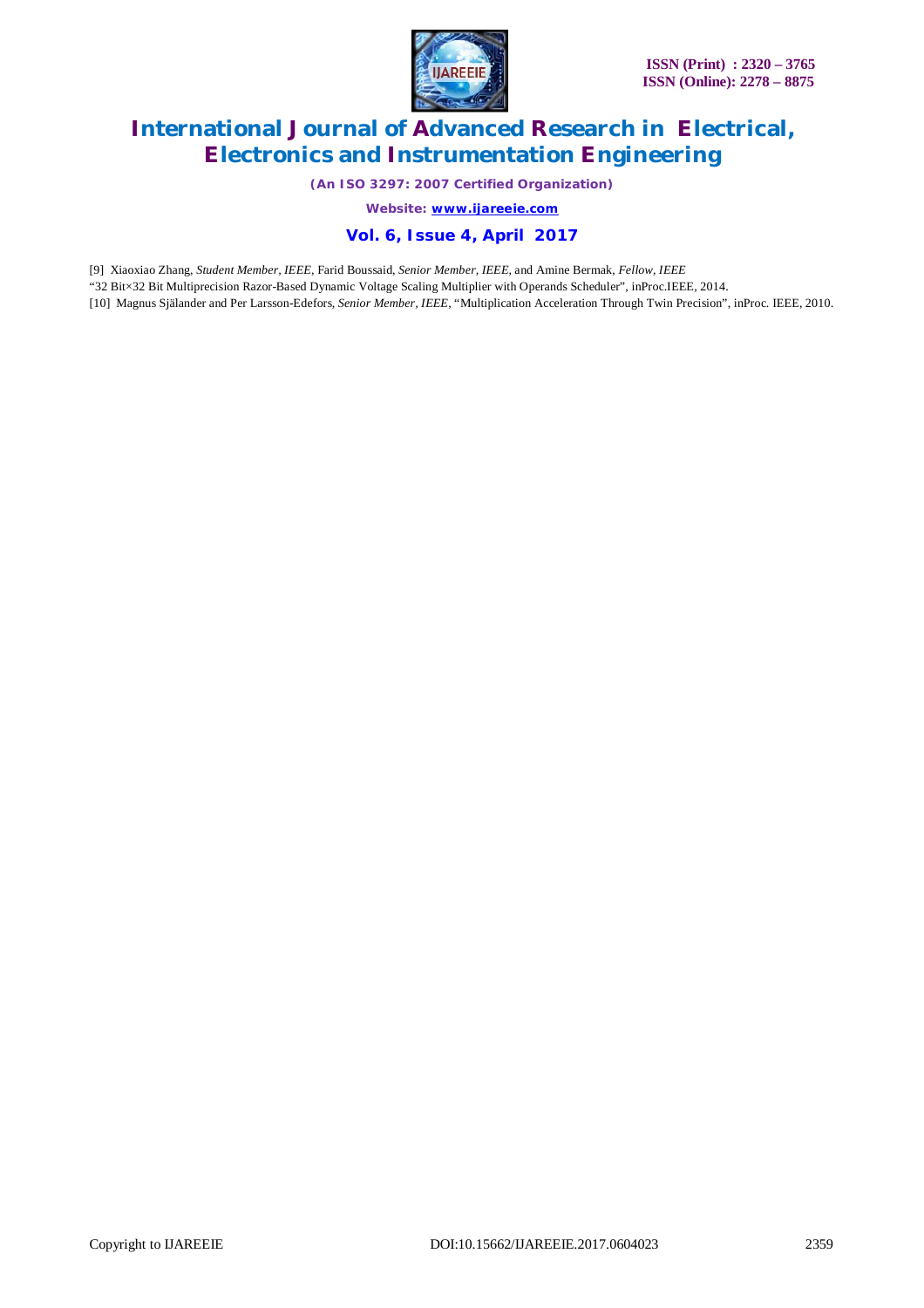[9] Xiaoxiao Zhang, *Student Member, IEEE*, Farid Boussaid, *Senior Member, IEEE*, and Amine Bermak, *Fellow, IEEE*
"32 Bit×32 Bit Multiprecision Razor-Based Dynamic Voltage Scaling Multiplier with Operands Scheduler", inProc.IEEE, 2014.

[10] Magnus Själander and Per Larsson-Edefors, *Senior Member, IEEE*, "Multiplication Acceleration Through Twin Precision", inProc. IEEE, 2010.